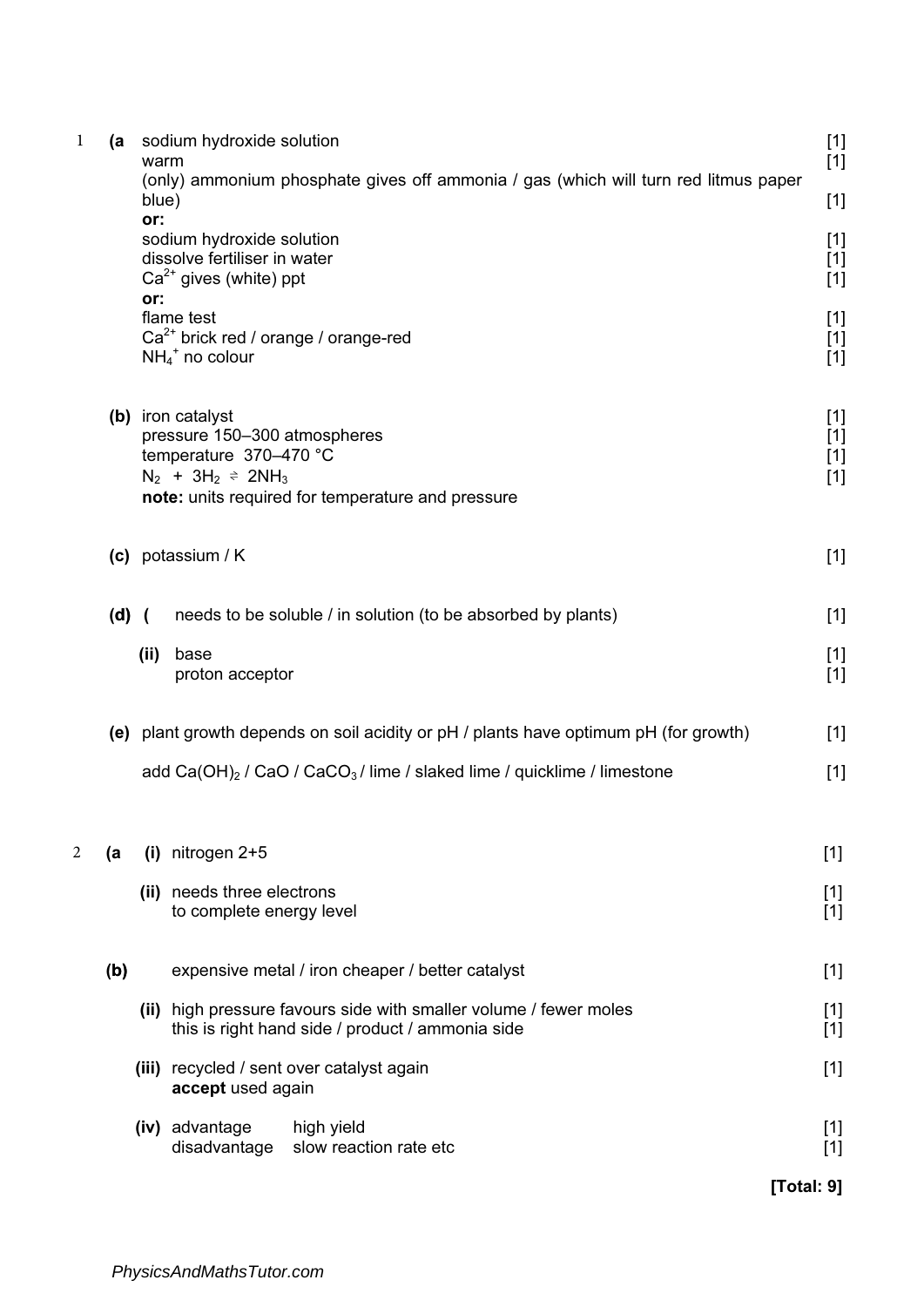1 **(a** sodium hydroxide solution [1]
warm [1]
(only) ammonium phosphate gives off ammonia / gas (which will turn red litmus paper blue) [1]
**or:**
sodium hydroxide solution [1]
dissolve fertiliser in water [1]
$Ca^{2+}$ gives (white) ppt [1]
**or:**
flame test [1]
$Ca^{2+}$ brick red / orange / orange-red [1]
$NH_4^+$ no colour [1]

**(b)** iron catalyst [1]
pressure 150–300 atmospheres [1]
temperature 370–470 °C [1]
$N_2 + 3H_2 \rightleftharpoons 2NH_3$ [1]
**note:** units required for temperature and pressure

**(c)** potassium / K [1]

**(d) (** needs to be soluble / in solution (to be absorbed by plants) [1]

**(ii)** base [1]
proton acceptor [1]

**(e)** plant growth depends on soil acidity or pH / plants have optimum pH (for growth) [1]

add $Ca(OH)_2$ / CaO / $CaCO_3$ / lime / slaked lime / quicklime / limestone [1]

2 **(a** **(i)** nitrogen 2+5 [1]

**(ii)** needs three electrons [1]
to complete energy level [1]

**(b)** expensive metal / iron cheaper / better catalyst [1]

**(ii)** high pressure favours side with smaller volume / fewer moles [1]
this is right hand side / product / ammonia side [1]

**(iii)** recycled / sent over catalyst again [1]
**accept** used again

**(iv)** advantage high yield [1]
disadvantage slow reaction rate etc [1]

**[Total: 9]**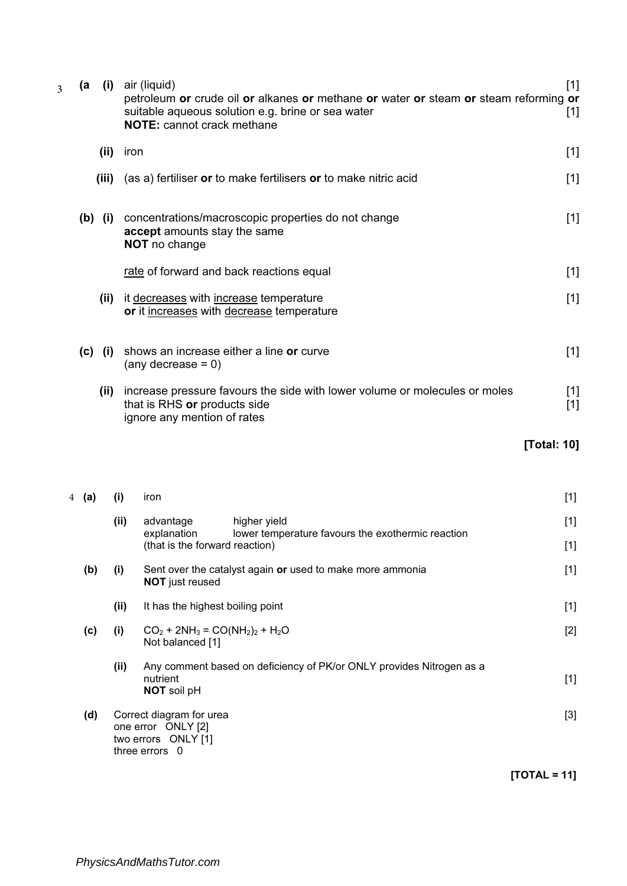3 **(a (i)** air (liquid) [1]
petroleum **or** crude oil **or** alkanes **or** methane **or** water **or** steam **or** steam reforming **or** suitable aqueous solution e.g. brine or sea water [1]
**NOTE:** cannot crack methane

**(ii)** iron [1]

**(iii)** (as a) fertiliser **or** to make fertilisers **or** to make nitric acid [1]

**(b) (i)** concentrations/macroscopic properties do not change [1]
**accept** amounts stay the same
**NOT** no change

rate of forward and back reactions equal [1]

**(ii)** it decreases with increase temperature [1]
**or** it increases with decrease temperature

**(c) (i)** shows an increase either a line **or** curve [1]
(any decrease = 0)

**(ii)** increase pressure favours the side with lower volume or molecules or moles [1]
that is RHS **or** products side [1]
ignore any mention of rates

**[Total: 10]**

4 **(a) (i)** iron [1]

**(ii)** advantage higher yield [1]
explanation lower temperature favours the exothermic reaction
(that is the forward reaction) [1]

**(b) (i)** Sent over the catalyst again **or** used to make more ammonia [1]
**NOT** just reused

**(ii)** It has the highest boiling point [1]

**(c) (i)** $CO_2 + 2NH_3 = CO(NH_2)_2 + H_2O$ [2]
Not balanced [1]

**(ii)** Any comment based on deficiency of PK/or ONLY provides Nitrogen as a nutrient [1]
**NOT** soil pH

**(d)** Correct diagram for urea [3]
one error ONLY [2]
two errors ONLY [1]
three errors 0

**[TOTAL = 11]**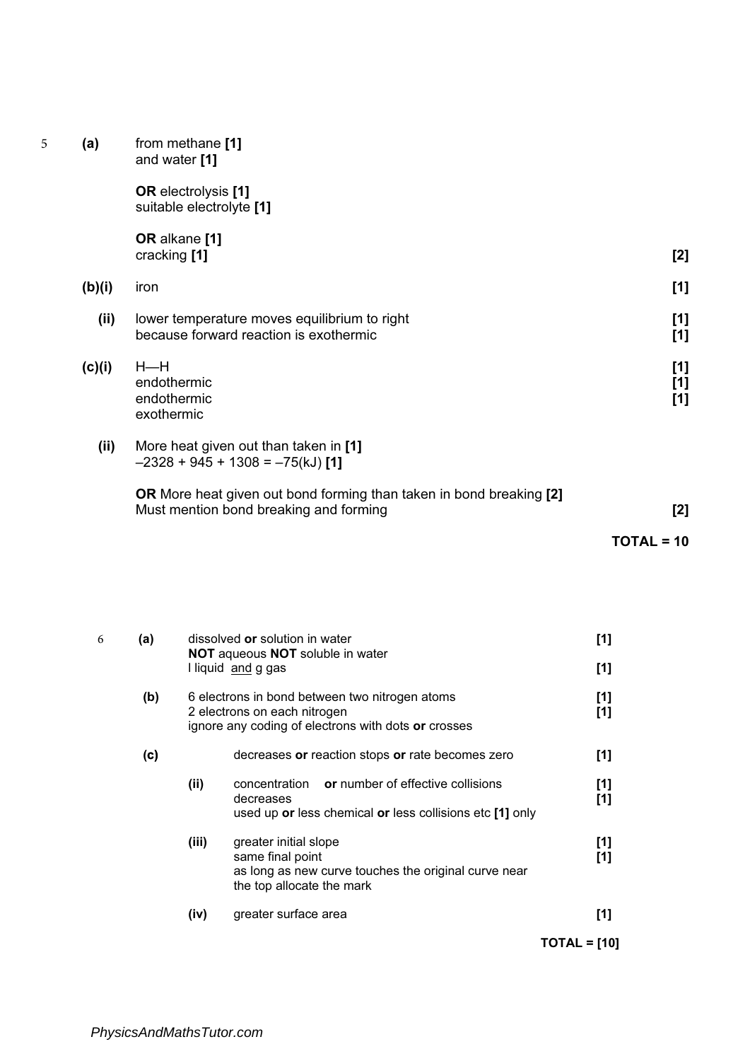| | | | |
|---|---|---|---|
| 5 | (a) | from methane **[1]**<br>and water **[1]**<br><br>**OR** electrolysis **[1]**<br>suitable electrolyte **[1]**<br><br>**OR** alkane **[1]**<br>cracking **[1]** | **[2]** |
| | (b)(i) | iron | **[1]** |
| | (ii) | lower temperature moves equilibrium to right<br>because forward reaction is exothermic | **[1]**<br>**[1]** |
| | (c)(i) | H—H<br>endothermic<br>endothermic<br>exothermic | **[1]**<br>**[1]**<br>**[1]** |
| | (ii) | More heat given out than taken in **[1]**<br>$-2328 + 945 + 1308 = -75$(kJ) **[1]**<br><br>**OR** More heat given out bond forming than taken in bond breaking **[2]**<br>Must mention bond breaking and forming | **[2]** |
| | | | **TOTAL = 10** |

| | | | | |
|---|---|---|---|---|
| 6 | (a) | | dissolved **or** solution in water<br>**NOT** aqueous **NOT** soluble in water<br>l liquid and g gas | **[1]**<br><br>**[1]** |
| | (b) | | 6 electrons in bond between two nitrogen atoms<br>2 electrons on each nitrogen<br>ignore any coding of electrons with dots **or** crosses | **[1]**<br>**[1]** |
| | (c) | | decreases **or** reaction stops **or** rate becomes zero | **[1]** |
| | | (ii) | concentration **or** number of effective collisions<br>decreases<br>used up **or** less chemical **or** less collisions etc **[1]** only | **[1]**<br>**[1]** |
| | | (iii) | greater initial slope<br>same final point<br>as long as new curve touches the original curve near the top allocate the mark | **[1]**<br>**[1]** |
| | | (iv) | greater surface area | **[1]** |
| | | | | **TOTAL = [10]** |